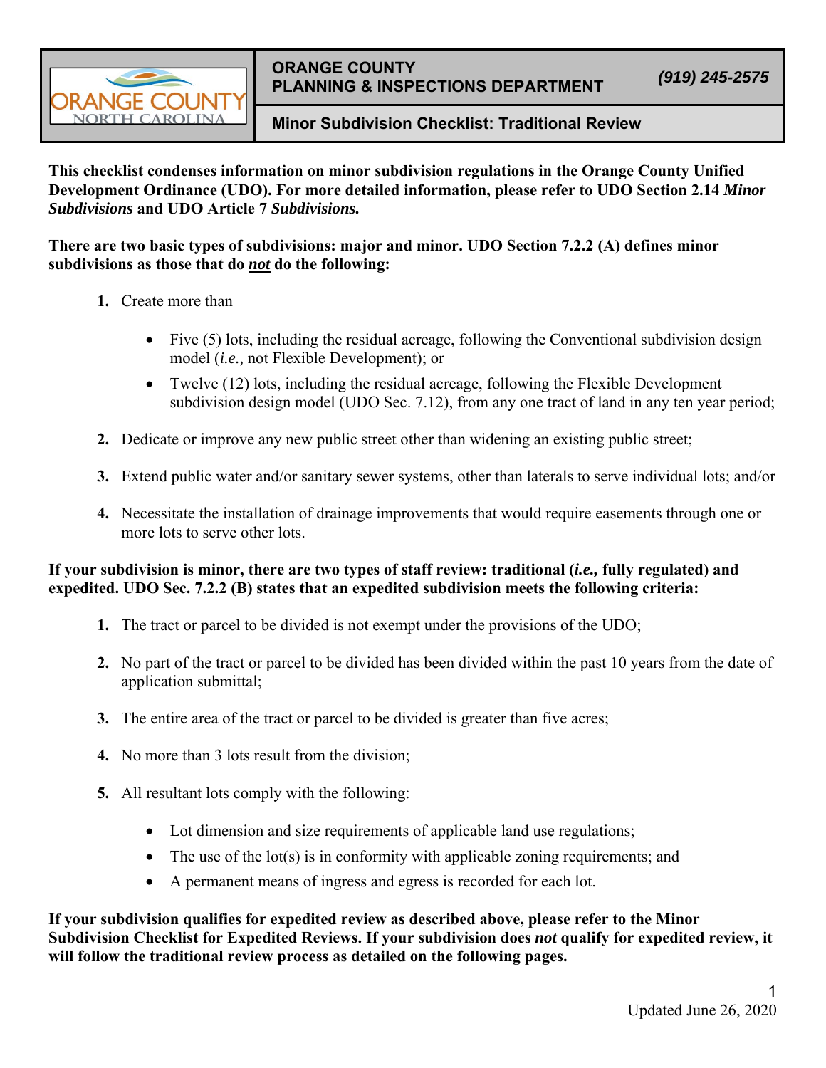**ORANGE COUNTY**
**PLANNING & INSPECTIONS DEPARTMENT** *(919) 245-2575*

## Minor Subdivision Checklist: Traditional Review

**This checklist condenses information on minor subdivision regulations in the Orange County Unified Development Ordinance (UDO). For more detailed information, please refer to UDO Section 2.14 *Minor Subdivisions* and UDO Article 7 *Subdivisions.***

**There are two basic types of subdivisions: major and minor. UDO Section 7.2.2 (A) defines minor subdivisions as those that do *not* do the following:**

1. Create more than
   - Five (5) lots, including the residual acreage, following the Conventional subdivision design model (*i.e.,* not Flexible Development); or
   - Twelve (12) lots, including the residual acreage, following the Flexible Development subdivision design model (UDO Sec. 7.12), from any one tract of land in any ten year period;
2. Dedicate or improve any new public street other than widening an existing public street;
3. Extend public water and/or sanitary sewer systems, other than laterals to serve individual lots; and/or
4. Necessitate the installation of drainage improvements that would require easements through one or more lots to serve other lots.

**If your subdivision is minor, there are two types of staff review: traditional (*i.e.,* fully regulated) and expedited. UDO Sec. 7.2.2 (B) states that an expedited subdivision meets the following criteria:**

1. The tract or parcel to be divided is not exempt under the provisions of the UDO;
2. No part of the tract or parcel to be divided has been divided within the past 10 years from the date of application submittal;
3. The entire area of the tract or parcel to be divided is greater than five acres;
4. No more than 3 lots result from the division;
5. All resultant lots comply with the following:
   - Lot dimension and size requirements of applicable land use regulations;
   - The use of the lot(s) is in conformity with applicable zoning requirements; and
   - A permanent means of ingress and egress is recorded for each lot.

**If your subdivision qualifies for expedited review as described above, please refer to the Minor Subdivision Checklist for Expedited Reviews. If your subdivision does *not* qualify for expedited review, it will follow the traditional review process as detailed on the following pages.**

Updated June 26, 2020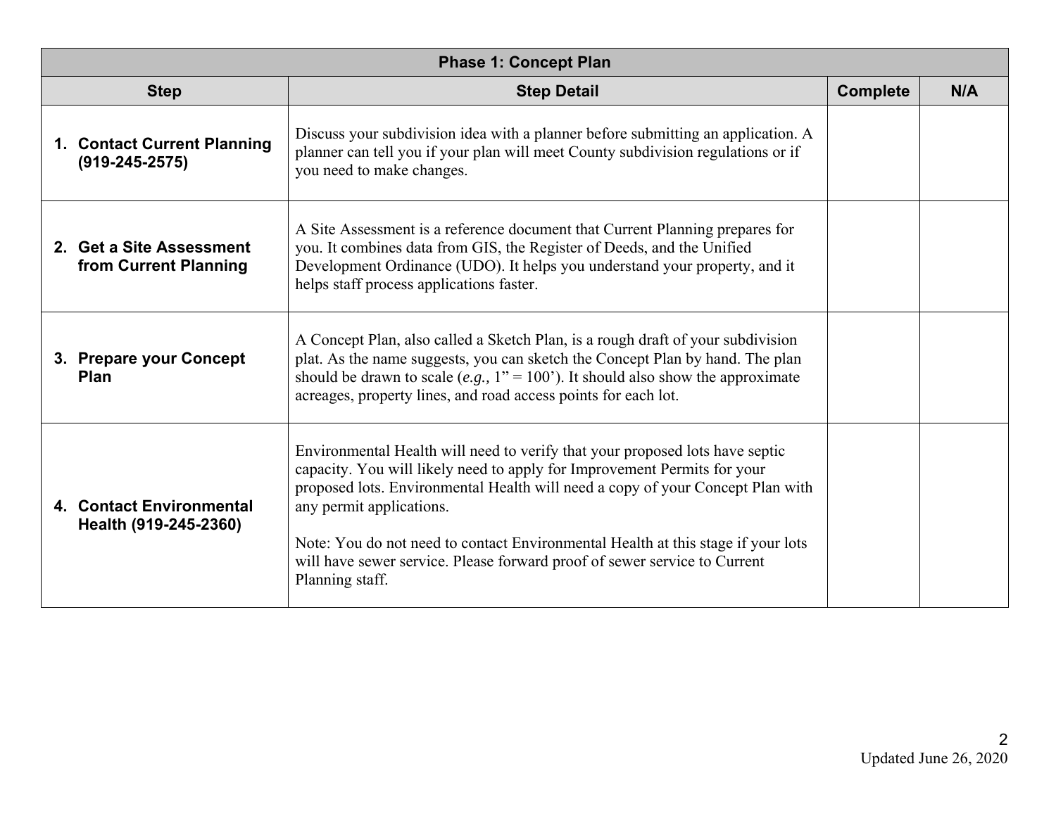| Phase 1: Concept Plan | | | |
|---|---|---|---|
| **Step** | **Step Detail** | **Complete** | **N/A** |
| **1. Contact Current Planning (919-245-2575)** | Discuss your subdivision idea with a planner before submitting an application. A planner can tell you if your plan will meet County subdivision regulations or if you need to make changes. | | |
| **2. Get a Site Assessment from Current Planning** | A Site Assessment is a reference document that Current Planning prepares for you. It combines data from GIS, the Register of Deeds, and the Unified Development Ordinance (UDO). It helps you understand your property, and it helps staff process applications faster. | | |
| **3. Prepare your Concept Plan** | A Concept Plan, also called a Sketch Plan, is a rough draft of your subdivision plat. As the name suggests, you can sketch the Concept Plan by hand. The plan should be drawn to scale (*e.g.,* 1" = 100'). It should also show the approximate acreages, property lines, and road access points for each lot. | | |
| **4. Contact Environmental Health (919-245-2360)** | Environmental Health will need to verify that your proposed lots have septic capacity. You will likely need to apply for Improvement Permits for your proposed lots. Environmental Health will need a copy of your Concept Plan with any permit applications.<br><br>Note: You do not need to contact Environmental Health at this stage if your lots will have sewer service. Please forward proof of sewer service to Current Planning staff. | | |

Updated June 26, 2020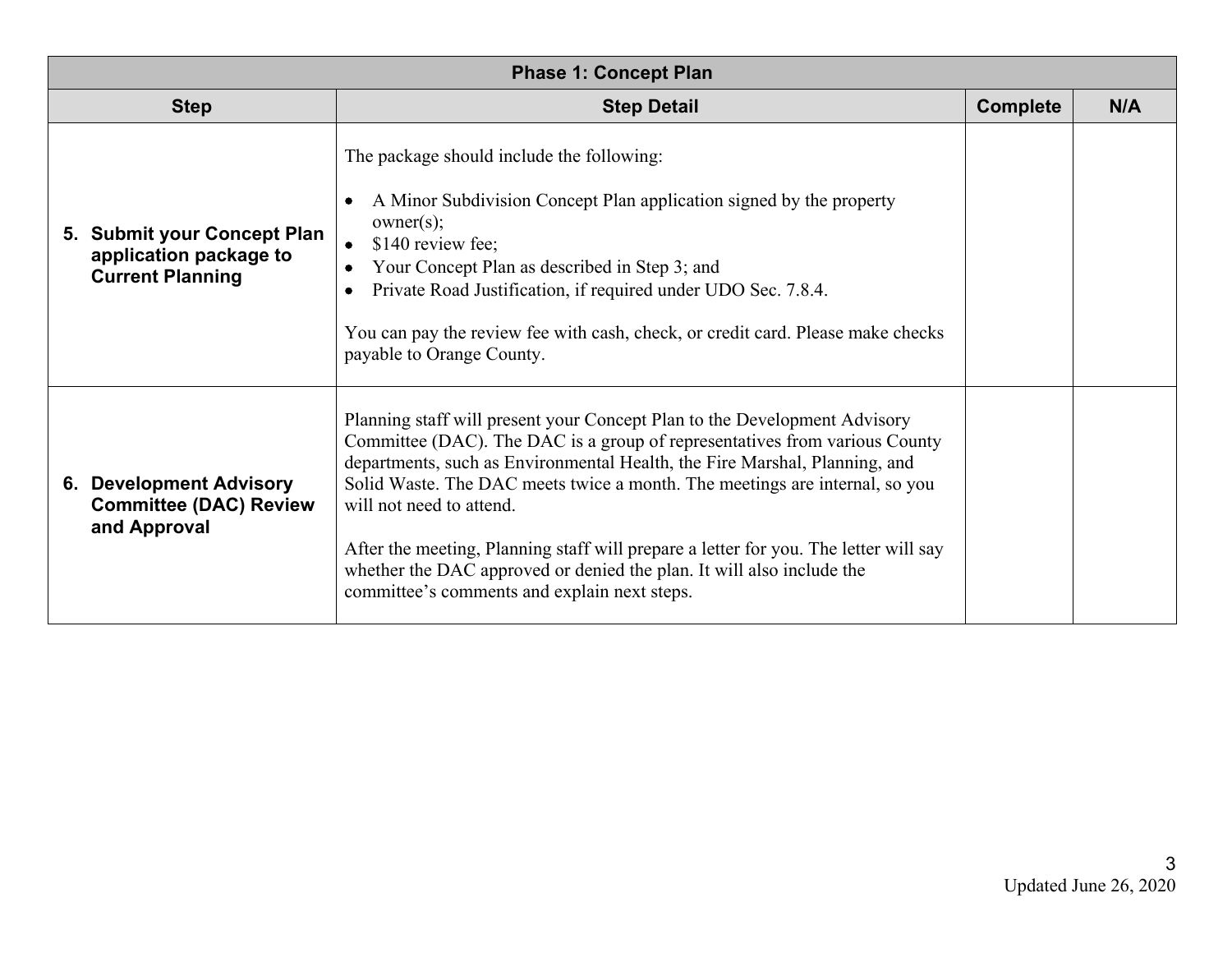| Phase 1: Concept Plan | | | |
|---|---|---|---|
| **Step** | **Step Detail** | **Complete** | **N/A** |
| **5. Submit your Concept Plan application package to Current Planning** | The package should include the following:<br><br>• A Minor Subdivision Concept Plan application signed by the property owner(s);<br>• $140 review fee;<br>• Your Concept Plan as described in Step 3; and<br>• Private Road Justification, if required under UDO Sec. 7.8.4.<br><br>You can pay the review fee with cash, check, or credit card. Please make checks payable to Orange County. | | |
| **6. Development Advisory Committee (DAC) Review and Approval** | Planning staff will present your Concept Plan to the Development Advisory Committee (DAC). The DAC is a group of representatives from various County departments, such as Environmental Health, the Fire Marshal, Planning, and Solid Waste. The DAC meets twice a month. The meetings are internal, so you will not need to attend.<br><br>After the meeting, Planning staff will prepare a letter for you. The letter will say whether the DAC approved or denied the plan. It will also include the committee's comments and explain next steps. | | |

Updated June 26, 2020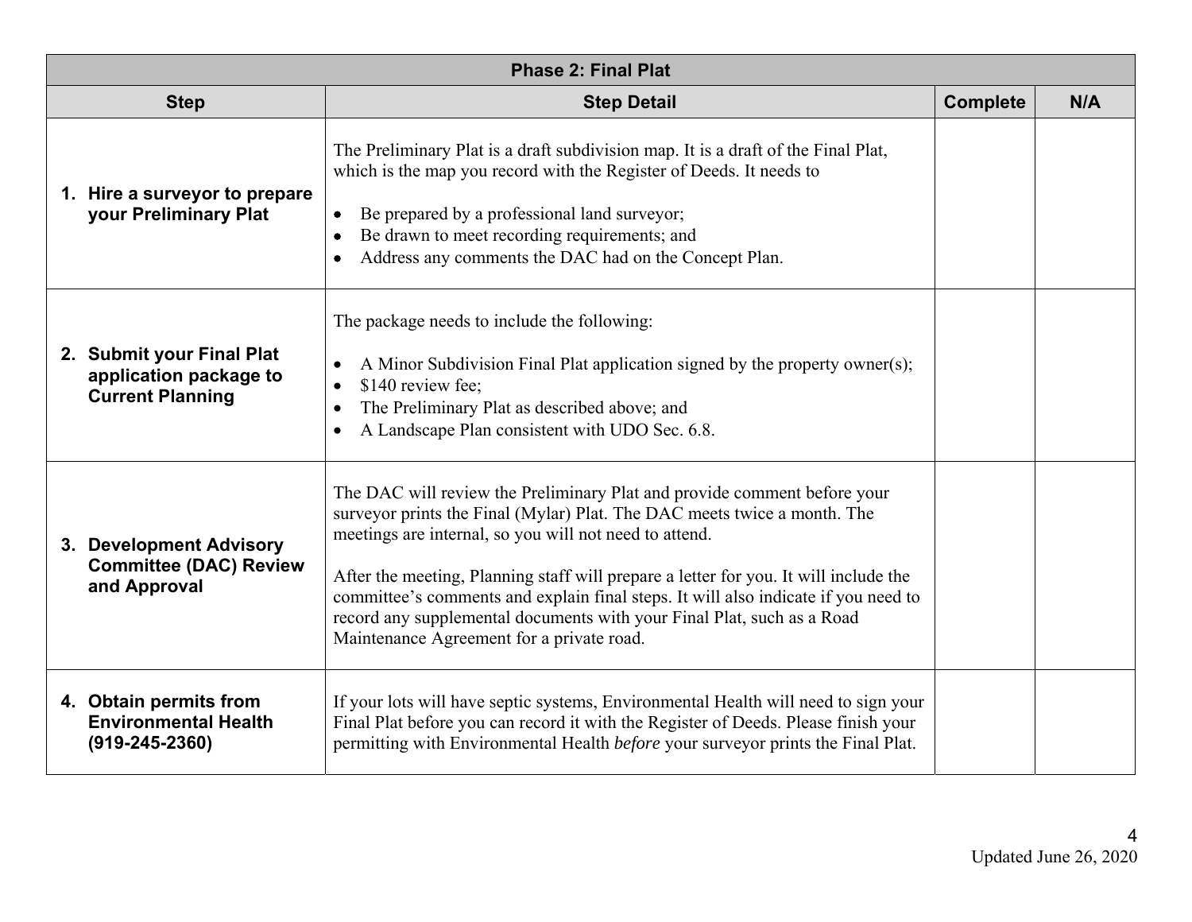| Phase 2: Final Plat | | | |
|---|---|---|---|
| **Step** | **Step Detail** | **Complete** | **N/A** |
| **1. Hire a surveyor to prepare your Preliminary Plat** | The Preliminary Plat is a draft subdivision map. It is a draft of the Final Plat, which is the map you record with the Register of Deeds. It needs to<br><br>• Be prepared by a professional land surveyor;<br>• Be drawn to meet recording requirements; and<br>• Address any comments the DAC had on the Concept Plan. | | |
| **2. Submit your Final Plat application package to Current Planning** | The package needs to include the following:<br><br>• A Minor Subdivision Final Plat application signed by the property owner(s);<br>• $140 review fee;<br>• The Preliminary Plat as described above; and<br>• A Landscape Plan consistent with UDO Sec. 6.8. | | |
| **3. Development Advisory Committee (DAC) Review and Approval** | The DAC will review the Preliminary Plat and provide comment before your surveyor prints the Final (Mylar) Plat. The DAC meets twice a month. The meetings are internal, so you will not need to attend.<br><br>After the meeting, Planning staff will prepare a letter for you. It will include the committee's comments and explain final steps. It will also indicate if you need to record any supplemental documents with your Final Plat, such as a Road Maintenance Agreement for a private road. | | |
| **4. Obtain permits from Environmental Health (919-245-2360)** | If your lots will have septic systems, Environmental Health will need to sign your Final Plat before you can record it with the Register of Deeds. Please finish your permitting with Environmental Health *before* your surveyor prints the Final Plat. | | |

Updated June 26, 2020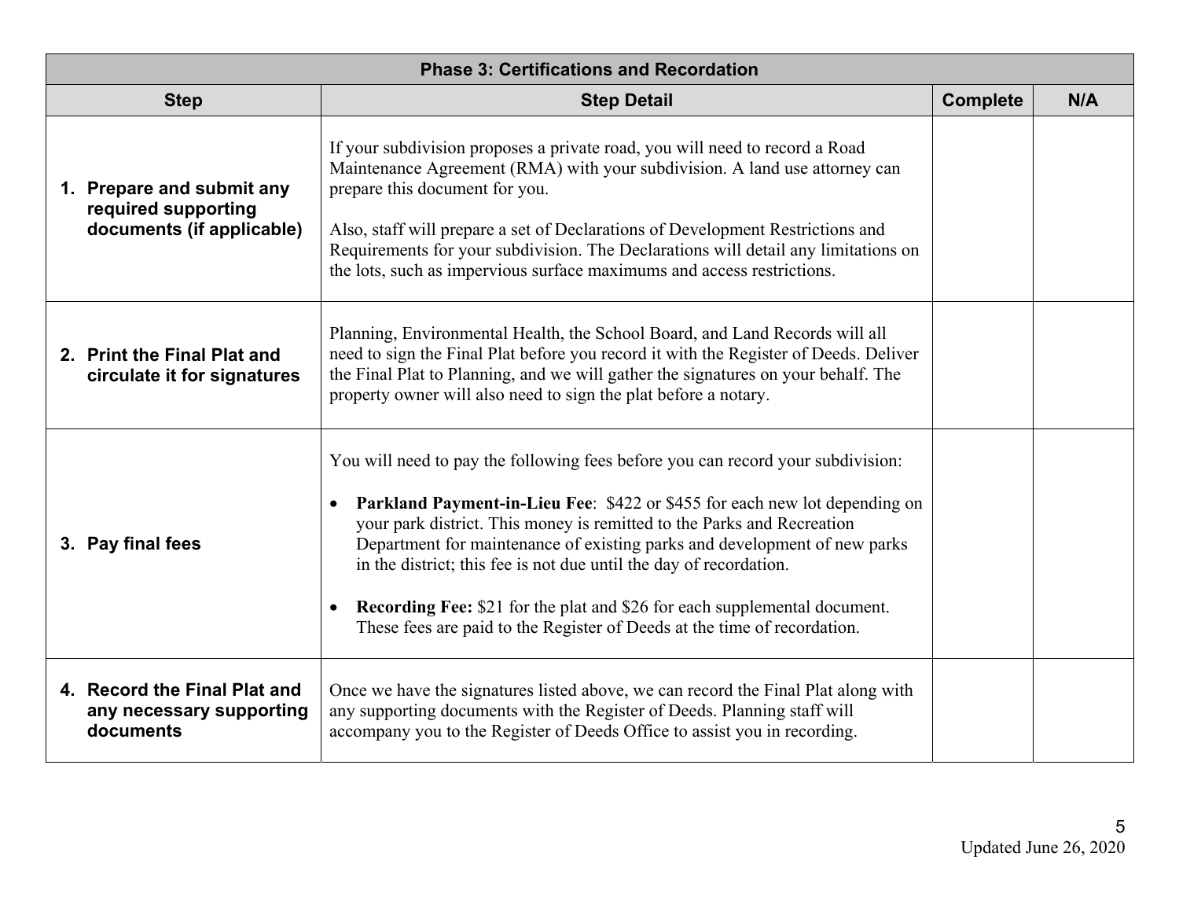| Phase 3: Certifications and Recordation | | | |
|---|---|---|---|
| **Step** | **Step Detail** | **Complete** | **N/A** |
| **1. Prepare and submit any required supporting documents (if applicable)** | If your subdivision proposes a private road, you will need to record a Road Maintenance Agreement (RMA) with your subdivision. A land use attorney can prepare this document for you.<br><br>Also, staff will prepare a set of Declarations of Development Restrictions and Requirements for your subdivision. The Declarations will detail any limitations on the lots, such as impervious surface maximums and access restrictions. | | |
| **2. Print the Final Plat and circulate it for signatures** | Planning, Environmental Health, the School Board, and Land Records will all need to sign the Final Plat before you record it with the Register of Deeds. Deliver the Final Plat to Planning, and we will gather the signatures on your behalf. The property owner will also need to sign the plat before a notary. | | |
| **3. Pay final fees** | You will need to pay the following fees before you can record your subdivision:<br><br>• **Parkland Payment-in-Lieu Fee**: $422 or $455 for each new lot depending on your park district. This money is remitted to the Parks and Recreation Department for maintenance of existing parks and development of new parks in the district; this fee is not due until the day of recordation.<br><br>• **Recording Fee:** $21 for the plat and $26 for each supplemental document. These fees are paid to the Register of Deeds at the time of recordation. | | |
| **4. Record the Final Plat and any necessary supporting documents** | Once we have the signatures listed above, we can record the Final Plat along with any supporting documents with the Register of Deeds. Planning staff will accompany you to the Register of Deeds Office to assist you in recording. | | |

Updated June 26, 2020